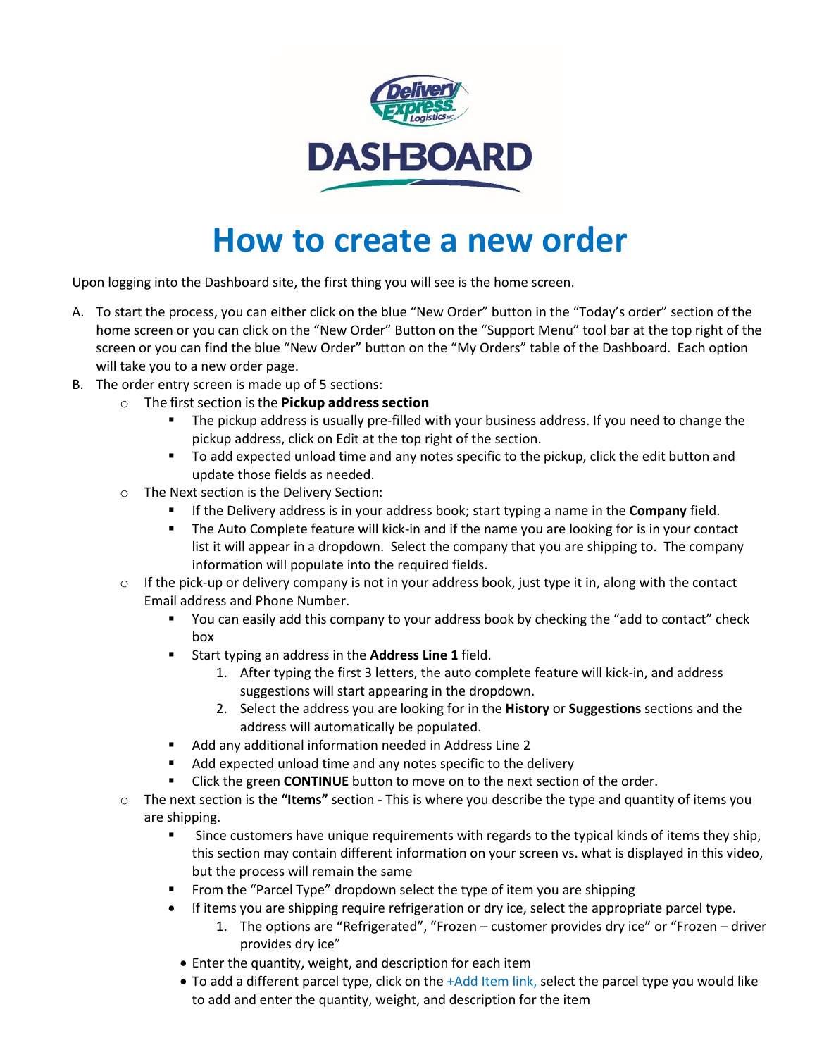# How to create a new order

Upon logging into the Dashboard site, the first thing you will see is the home screen.

A. To start the process, you can either click on the blue "New Order" button in the "Today's order" section of the home screen or you can click on the "New Order" Button on the "Support Menu" tool bar at the top right of the screen or you can find the blue "New Order" button on the "My Orders" table of the Dashboard. Each option will take you to a new order page.
B. The order entry screen is made up of 5 sections:
   - The first section is the **Pickup address section**
     - The pickup address is usually pre-filled with your business address. If you need to change the pickup address, click on Edit at the top right of the section.
     - To add expected unload time and any notes specific to the pickup, click the edit button and update those fields as needed.
   - The Next section is the Delivery Section:
     - If the Delivery address is in your address book; start typing a name in the **Company** field.
     - The Auto Complete feature will kick-in and if the name you are looking for is in your contact list it will appear in a dropdown. Select the company that you are shipping to. The company information will populate into the required fields.
   - If the pick-up or delivery company is not in your address book, just type it in, along with the contact Email address and Phone Number.
     - You can easily add this company to your address book by checking the "add to contact" check box
     - Start typing an address in the **Address Line 1** field.
       1. After typing the first 3 letters, the auto complete feature will kick-in, and address suggestions will start appearing in the dropdown.
       2. Select the address you are looking for in the **History** or **Suggestions** sections and the address will automatically be populated.
     - Add any additional information needed in Address Line 2
     - Add expected unload time and any notes specific to the delivery
     - Click the green **CONTINUE** button to move on to the next section of the order.
   - The next section is the **"Items"** section - This is where you describe the type and quantity of items you are shipping.
     - Since customers have unique requirements with regards to the typical kinds of items they ship, this section may contain different information on your screen vs. what is displayed in this video, but the process will remain the same
     - From the "Parcel Type" dropdown select the type of item you are shipping
     - If items you are shipping require refrigeration or dry ice, select the appropriate parcel type.
       1. The options are "Refrigerated", "Frozen – customer provides dry ice" or "Frozen – driver provides dry ice"
     - Enter the quantity, weight, and description for each item
     - To add a different parcel type, click on the +Add Item link, select the parcel type you would like to add and enter the quantity, weight, and description for the item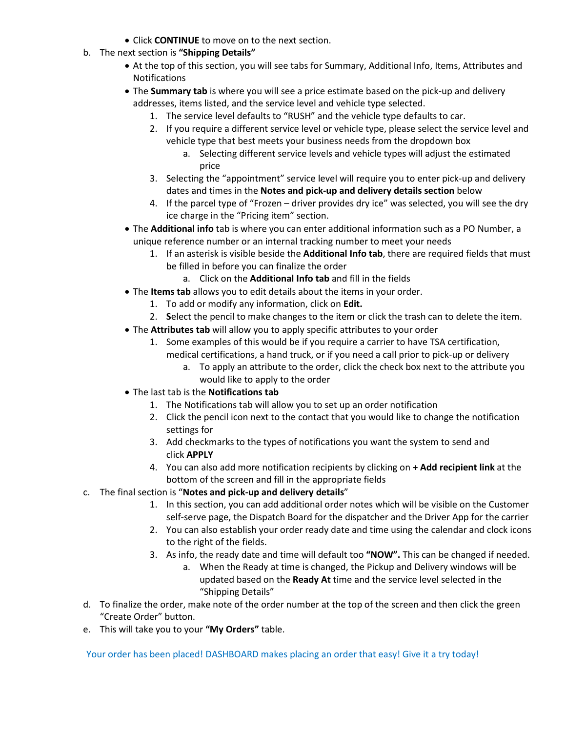- Click **CONTINUE** to move on to the next section.

b. The next section is **"Shipping Details"**

- At the top of this section, you will see tabs for Summary, Additional Info, Items, Attributes and Notifications
- The **Summary tab** is where you will see a price estimate based on the pick-up and delivery addresses, items listed, and the service level and vehicle type selected.
  1. The service level defaults to "RUSH" and the vehicle type defaults to car.
  2. If you require a different service level or vehicle type, please select the service level and vehicle type that best meets your business needs from the dropdown box
     a. Selecting different service levels and vehicle types will adjust the estimated price
  3. Selecting the "appointment" service level will require you to enter pick-up and delivery dates and times in the **Notes and pick-up and delivery details section** below
  4. If the parcel type of "Frozen – driver provides dry ice" was selected, you will see the dry ice charge in the "Pricing item" section.
- The **Additional info** tab is where you can enter additional information such as a PO Number, a unique reference number or an internal tracking number to meet your needs
  1. If an asterisk is visible beside the **Additional Info tab**, there are required fields that must be filled in before you can finalize the order
     a. Click on the **Additional Info tab** and fill in the fields
- The **Items tab** allows you to edit details about the items in your order.
  1. To add or modify any information, click on **Edit.**
  2. **S**elect the pencil to make changes to the item or click the trash can to delete the item.
- The **Attributes tab** will allow you to apply specific attributes to your order
  1. Some examples of this would be if you require a carrier to have TSA certification, medical certifications, a hand truck, or if you need a call prior to pick-up or delivery
     a. To apply an attribute to the order, click the check box next to the attribute you would like to apply to the order
- The last tab is the **Notifications tab**
  1. The Notifications tab will allow you to set up an order notification
  2. Click the pencil icon next to the contact that you would like to change the notification settings for
  3. Add checkmarks to the types of notifications you want the system to send and click **APPLY**
  4. You can also add more notification recipients by clicking on **+ Add recipient link** at the bottom of the screen and fill in the appropriate fields

c. The final section is "**Notes and pick-up and delivery details**"

  1. In this section, you can add additional order notes which will be visible on the Customer self-serve page, the Dispatch Board for the dispatcher and the Driver App for the carrier
  2. You can also establish your order ready date and time using the calendar and clock icons to the right of the fields.
  3. As info, the ready date and time will default too **"NOW".** This can be changed if needed.
     a. When the Ready at time is changed, the Pickup and Delivery windows will be updated based on the **Ready At** time and the service level selected in the "Shipping Details"

d. To finalize the order, make note of the order number at the top of the screen and then click the green "Create Order" button.

e. This will take you to your **"My Orders"** table.

Your order has been placed! DASHBOARD makes placing an order that easy! Give it a try today!